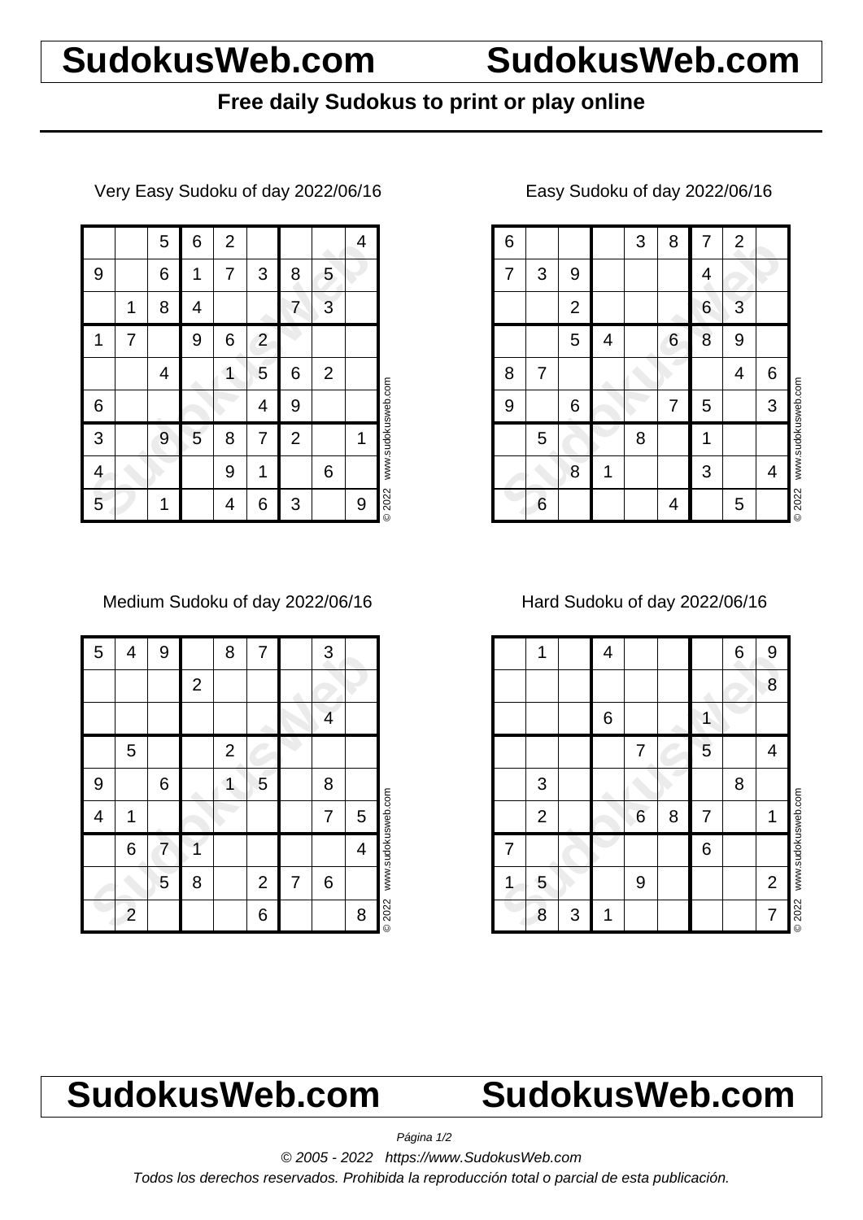# SudokusWeb.com SudokusWeb.com

**Free daily Sudokus to print or play online**

Very Easy Sudoku of day 2022/06/16

| | | | | | | | | |
|---|---|---|---|---|---|---|---|---|
| | | 5 | 6 | 2 | | | | 4 |
| 9 | | 6 | 1 | 7 | 3 | 8 | 5 | |
| | 1 | 8 | 4 | | | 7 | 3 | |
| 1 | 7 | | 9 | 6 | 2 | | | |
| | | 4 | | 1 | 5 | 6 | 2 | |
| 6 | | | | | 4 | 9 | | |
| 3 | | 9 | 5 | 8 | 7 | 2 | | 1 |
| 4 | | | | 9 | 1 | | 6 | |
| 5 | | 1 | | 4 | 6 | 3 | | 9 |

© 2022 www.sudokusweb.com

Easy Sudoku of day 2022/06/16

| | | | | | | | | |
|---|---|---|---|---|---|---|---|---|
| 6 | | | | 3 | 8 | 7 | 2 | |
| 7 | 3 | 9 | | | | 4 | | |
| | | 2 | | | | 6 | 3 | |
| | | 5 | 4 | | 6 | 8 | 9 | |
| 8 | 7 | | | | | | 4 | 6 |
| 9 | | 6 | | | 7 | 5 | | 3 |
| | 5 | | | 8 | | 1 | | |
| | | 8 | 1 | | | 3 | | 4 |
| | 6 | | | | 4 | | 5 | |

© 2022 www.sudokusweb.com

Medium Sudoku of day 2022/06/16

| | | | | | | | | |
|---|---|---|---|---|---|---|---|---|
| 5 | 4 | 9 | | 8 | 7 | | 3 | |
| | | | 2 | | | | | |
| | | | | | | | 4 | |
| | 5 | | | 2 | | | | |
| 9 | | 6 | | 1 | 5 | | 8 | |
| 4 | 1 | | | | | | 7 | 5 |
| | 6 | 7 | 1 | | | | | 4 |
| | | 5 | 8 | | 2 | 7 | 6 | |
| | 2 | | | | 6 | | | 8 |

© 2022 www.sudokusweb.com

Hard Sudoku of day 2022/06/16

| | | | | | | | | |
|---|---|---|---|---|---|---|---|---|
| | 1 | | 4 | | | | 6 | 9 |
| | | | | | | | | 8 |
| | | | 6 | | | 1 | | |
| | | | | 7 | | 5 | | 4 |
| | 3 | | | | | | 8 | |
| | 2 | | | 6 | 8 | 7 | | 1 |
| 7 | | | | | | 6 | | |
| 1 | 5 | | | 9 | | | | 2 |
| | 8 | 3 | 1 | | | | | 7 |

© 2022 www.sudokusweb.com

# SudokusWeb.com SudokusWeb.com

*© 2005 - 2022 https://www.SudokusWeb.com*

*Todos los derechos reservados. Prohibida la reproducción total o parcial de esta publicación.*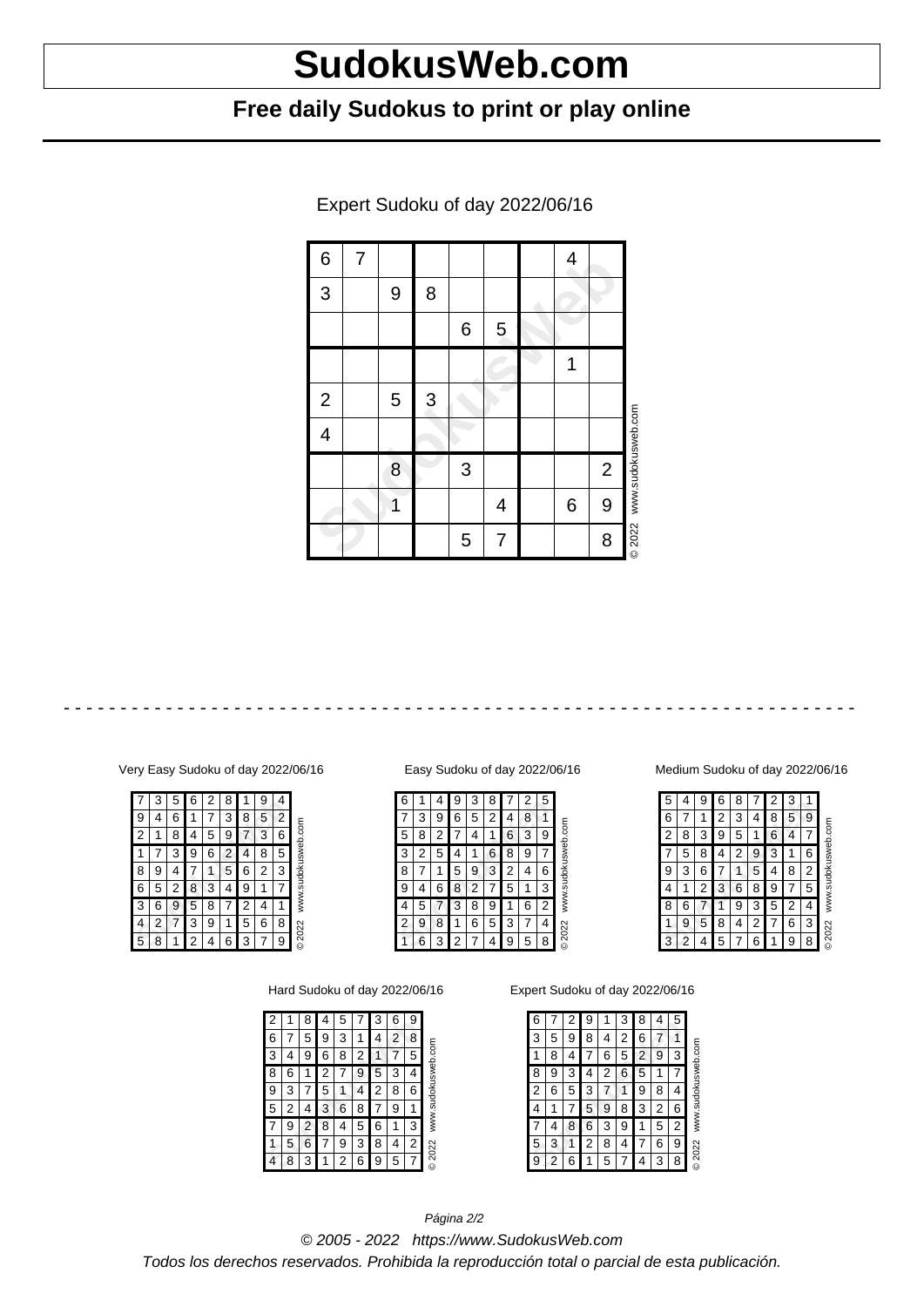# SudokusWeb.com

## Free daily Sudokus to print or play online

Expert Sudoku of day 2022/06/16

| | | | | | | | | |
|---|---|---|---|---|---|---|---|---|
| 6 | 7 | | | | | | 4 | |
| 3 | | 9 | 8 | | | | | |
| | | | | 6 | 5 | | | |
| | | | | | | | 1 | |
| 2 | | 5 | 3 | | | | | |
| 4 | | | | | | | | |
| | | 8 | | 3 | | | | 2 |
| | | 1 | | | 4 | | 6 | 9 |
| | | | | 5 | 7 | | | 8 |

© 2022 www.sudokusweb.com

Very Easy Sudoku of day 2022/06/16

| | | | | | | | | |
|---|---|---|---|---|---|---|---|---|
| 7 | 3 | 5 | 6 | 2 | 8 | 1 | 9 | 4 |
| 9 | 4 | 6 | 1 | 7 | 3 | 8 | 5 | 2 |
| 2 | 1 | 8 | 4 | 5 | 9 | 7 | 3 | 6 |
| 1 | 7 | 3 | 9 | 6 | 2 | 4 | 8 | 5 |
| 8 | 9 | 4 | 7 | 1 | 5 | 6 | 2 | 3 |
| 6 | 5 | 2 | 8 | 3 | 4 | 9 | 1 | 7 |
| 3 | 6 | 9 | 5 | 8 | 7 | 2 | 4 | 1 |
| 4 | 2 | 7 | 3 | 9 | 1 | 5 | 6 | 8 |
| 5 | 8 | 1 | 2 | 4 | 6 | 3 | 7 | 9 |

© 2022 www.sudokusweb.com

Easy Sudoku of day 2022/06/16

| | | | | | | | | |
|---|---|---|---|---|---|---|---|---|
| 6 | 1 | 4 | 9 | 3 | 8 | 7 | 2 | 5 |
| 7 | 3 | 9 | 6 | 5 | 2 | 4 | 8 | 1 |
| 5 | 8 | 2 | 7 | 4 | 1 | 6 | 3 | 9 |
| 3 | 2 | 5 | 4 | 1 | 6 | 8 | 9 | 7 |
| 8 | 7 | 1 | 5 | 9 | 3 | 2 | 4 | 6 |
| 9 | 4 | 6 | 8 | 2 | 7 | 5 | 1 | 3 |
| 4 | 5 | 7 | 3 | 8 | 9 | 1 | 6 | 2 |
| 2 | 9 | 8 | 1 | 6 | 5 | 3 | 7 | 4 |
| 1 | 6 | 3 | 2 | 7 | 4 | 9 | 5 | 8 |

© 2022 www.sudokusweb.com

Medium Sudoku of day 2022/06/16

| | | | | | | | | |
|---|---|---|---|---|---|---|---|---|
| 5 | 4 | 9 | 6 | 8 | 7 | 2 | 3 | 1 |
| 6 | 7 | 1 | 2 | 3 | 4 | 8 | 5 | 9 |
| 2 | 8 | 3 | 9 | 5 | 1 | 6 | 4 | 7 |
| 7 | 5 | 8 | 4 | 2 | 9 | 3 | 1 | 6 |
| 9 | 3 | 6 | 7 | 1 | 5 | 4 | 8 | 2 |
| 4 | 1 | 2 | 3 | 6 | 8 | 9 | 7 | 5 |
| 8 | 6 | 7 | 1 | 9 | 3 | 5 | 2 | 4 |
| 1 | 9 | 5 | 8 | 4 | 2 | 7 | 6 | 3 |
| 3 | 2 | 4 | 5 | 7 | 6 | 1 | 9 | 8 |

© 2022 www.sudokusweb.com

Hard Sudoku of day 2022/06/16

| | | | | | | | | |
|---|---|---|---|---|---|---|---|---|
| 2 | 1 | 8 | 4 | 5 | 7 | 3 | 6 | 9 |
| 6 | 7 | 5 | 9 | 3 | 1 | 4 | 2 | 8 |
| 3 | 4 | 9 | 6 | 8 | 2 | 1 | 7 | 5 |
| 8 | 6 | 1 | 2 | 7 | 9 | 5 | 3 | 4 |
| 9 | 3 | 7 | 5 | 1 | 4 | 2 | 8 | 6 |
| 5 | 2 | 4 | 3 | 6 | 8 | 7 | 9 | 1 |
| 7 | 9 | 2 | 8 | 4 | 5 | 6 | 1 | 3 |
| 1 | 5 | 6 | 7 | 9 | 3 | 8 | 4 | 2 |
| 4 | 8 | 3 | 1 | 2 | 6 | 9 | 5 | 7 |

© 2022 www.sudokusweb.com

Expert Sudoku of day 2022/06/16

| | | | | | | | | |
|---|---|---|---|---|---|---|---|---|
| 6 | 7 | 2 | 9 | 1 | 3 | 8 | 4 | 5 |
| 3 | 5 | 9 | 8 | 4 | 2 | 6 | 7 | 1 |
| 1 | 8 | 4 | 7 | 6 | 5 | 2 | 9 | 3 |
| 8 | 9 | 3 | 4 | 2 | 6 | 5 | 1 | 7 |
| 2 | 6 | 5 | 3 | 7 | 1 | 9 | 8 | 4 |
| 4 | 1 | 7 | 5 | 9 | 8 | 3 | 2 | 6 |
| 7 | 4 | 8 | 6 | 3 | 9 | 1 | 5 | 2 |
| 5 | 3 | 1 | 2 | 8 | 4 | 7 | 6 | 9 |
| 9 | 2 | 6 | 1 | 5 | 7 | 4 | 3 | 8 |

© 2022 www.sudokusweb.com

*© 2005 - 2022 https://www.SudokusWeb.com*

*Todos los derechos reservados. Prohibida la reproducción total o parcial de esta publicación.*